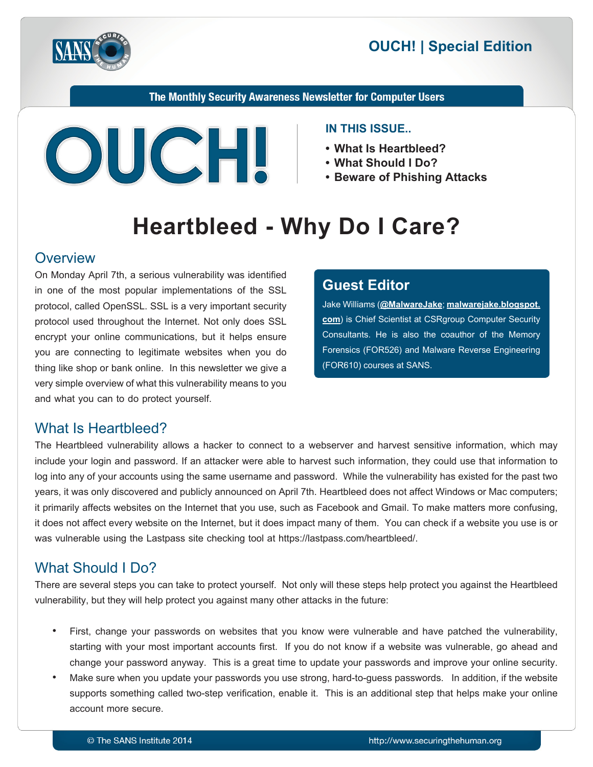# OUCH! | Special Edition

The Monthly Security Awareness Newsletter for Computer Users

**IN THIS ISSUE..**

- **What Is Heartbleed?**
- **What Should I Do?**
- **Beware of Phishing Attacks**

# Heartbleed - Why Do I Care?

## Overview

On Monday April 7th, a serious vulnerability was identified in one of the most popular implementations of the SSL protocol, called OpenSSL. SSL is a very important security protocol used throughout the Internet. Not only does SSL encrypt your online communications, but it helps ensure you are connecting to legitimate websites when you do thing like shop or bank online. In this newsletter we give a very simple overview of what this vulnerability means to you and what you can to do protect yourself.

## Guest Editor

Jake Williams (**@MalwareJake**; **malwarejake.blogspot.com**) is Chief Scientist at CSRgroup Computer Security Consultants. He is also the coauthor of the Memory Forensics (FOR526) and Malware Reverse Engineering (FOR610) courses at SANS.

## What Is Heartbleed?

The Heartbleed vulnerability allows a hacker to connect to a webserver and harvest sensitive information, which may include your login and password. If an attacker were able to harvest such information, they could use that information to log into any of your accounts using the same username and password. While the vulnerability has existed for the past two years, it was only discovered and publicly announced on April 7th. Heartbleed does not affect Windows or Mac computers; it primarily affects websites on the Internet that you use, such as Facebook and Gmail. To make matters more confusing, it does not affect every website on the Internet, but it does impact many of them. You can check if a website you use is or was vulnerable using the Lastpass site checking tool at https://lastpass.com/heartbleed/.

## What Should I Do?

There are several steps you can take to protect yourself. Not only will these steps help protect you against the Heartbleed vulnerability, but they will help protect you against many other attacks in the future:

- First, change your passwords on websites that you know were vulnerable and have patched the vulnerability, starting with your most important accounts first. If you do not know if a website was vulnerable, go ahead and change your password anyway. This is a great time to update your passwords and improve your online security.
- Make sure when you update your passwords you use strong, hard-to-guess passwords. In addition, if the website supports something called two-step verification, enable it. This is an additional step that helps make your online account more secure.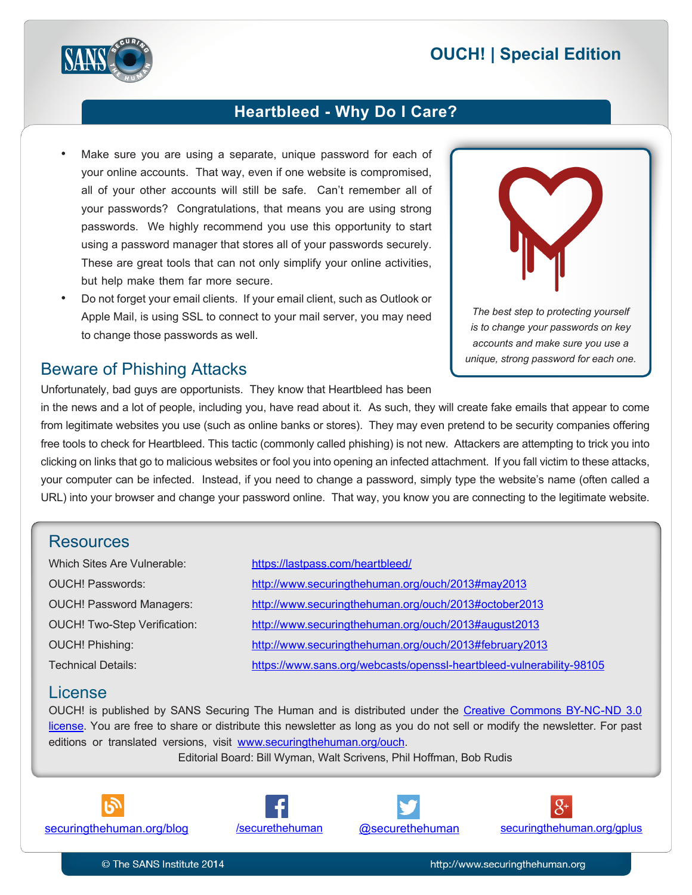## Heartbleed - Why Do I Care?

- Make sure you are using a separate, unique password for each of your online accounts. That way, even if one website is compromised, all of your other accounts will still be safe. Can't remember all of your passwords? Congratulations, that means you are using strong passwords. We highly recommend you use this opportunity to start using a password manager that stores all of your passwords securely. These are great tools that can not only simplify your online activities, but help make them far more secure.
- Do not forget your email clients. If your email client, such as Outlook or Apple Mail, is using SSL to connect to your mail server, you may need to change those passwords as well.

*The best step to protecting yourself is to change your passwords on key accounts and make sure you use a unique, strong password for each one.*

### Beware of Phishing Attacks

Unfortunately, bad guys are opportunists. They know that Heartbleed has been in the news and a lot of people, including you, have read about it. As such, they will create fake emails that appear to come from legitimate websites you use (such as online banks or stores). They may even pretend to be security companies offering free tools to check for Heartbleed. This tactic (commonly called phishing) is not new. Attackers are attempting to trick you into clicking on links that go to malicious websites or fool you into opening an infected attachment. If you fall victim to these attacks, your computer can be infected. Instead, if you need to change a password, simply type the website's name (often called a URL) into your browser and change your password online. That way, you know you are connecting to the legitimate website.

### Resources

| | |
|---|---|
| Which Sites Are Vulnerable: | https://lastpass.com/heartbleed/ |
| OUCH! Passwords: | http://www.securingthehuman.org/ouch/2013#may2013 |
| OUCH! Password Managers: | http://www.securingthehuman.org/ouch/2013#october2013 |
| OUCH! Two-Step Verification: | http://www.securingthehuman.org/ouch/2013#august2013 |
| OUCH! Phishing: | http://www.securingthehuman.org/ouch/2013#february2013 |
| Technical Details: | https://www.sans.org/webcasts/openssl-heartbleed-vulnerability-98105 |

### License

OUCH! is published by SANS Securing The Human and is distributed under the Creative Commons BY-NC-ND 3.0 license. You are free to share or distribute this newsletter as long as you do not sell or modify the newsletter. For past editions or translated versions, visit www.securingthehuman.org/ouch.

Editorial Board: Bill Wyman, Walt Scrivens, Phil Hoffman, Bob Rudis

securingthehuman.org/blog /securethehuman @securethehuman securingthehuman.org/gplus